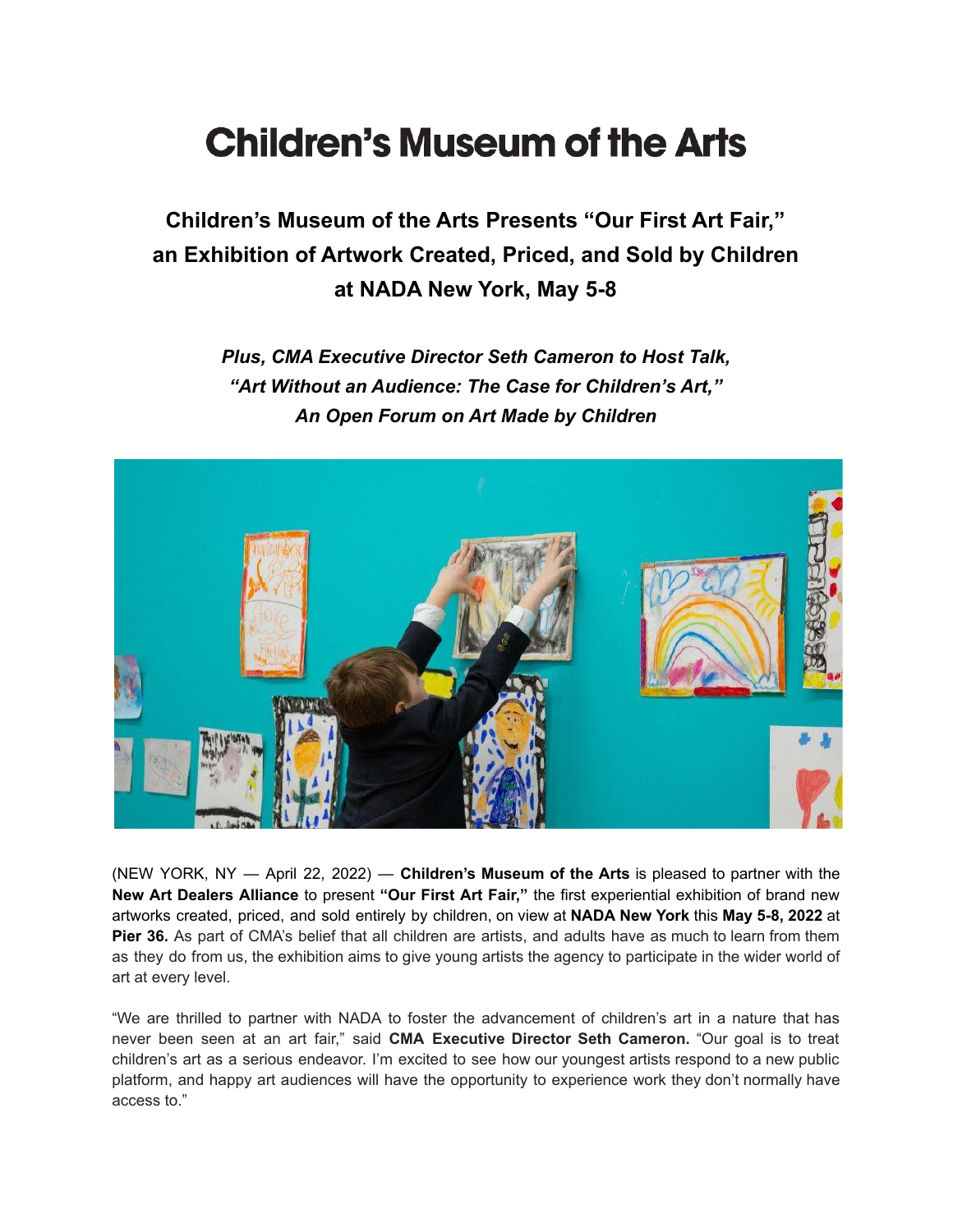# Children's Museum of the Arts

## Children's Museum of the Arts Presents "Our First Art Fair," an Exhibition of Artwork Created, Priced, and Sold by Children at NADA New York, May 5-8

### *Plus, CMA Executive Director Seth Cameron to Host Talk, "Art Without an Audience: The Case for Children's Art," An Open Forum on Art Made by Children*

(NEW YORK, NY — April 22, 2022) — **Children's Museum of the Arts** is pleased to partner with the **New Art Dealers Alliance** to present **"Our First Art Fair,"** the first experiential exhibition of brand new artworks created, priced, and sold entirely by children, on view at **NADA New York** this **May 5-8, 2022** at **Pier 36.** As part of CMA's belief that all children are artists, and adults have as much to learn from them as they do from us, the exhibition aims to give young artists the agency to participate in the wider world of art at every level.

"We are thrilled to partner with NADA to foster the advancement of children's art in a nature that has never been seen at an art fair," said **CMA Executive Director Seth Cameron.** "Our goal is to treat children's art as a serious endeavor. I'm excited to see how our youngest artists respond to a new public platform, and happy art audiences will have the opportunity to experience work they don't normally have access to."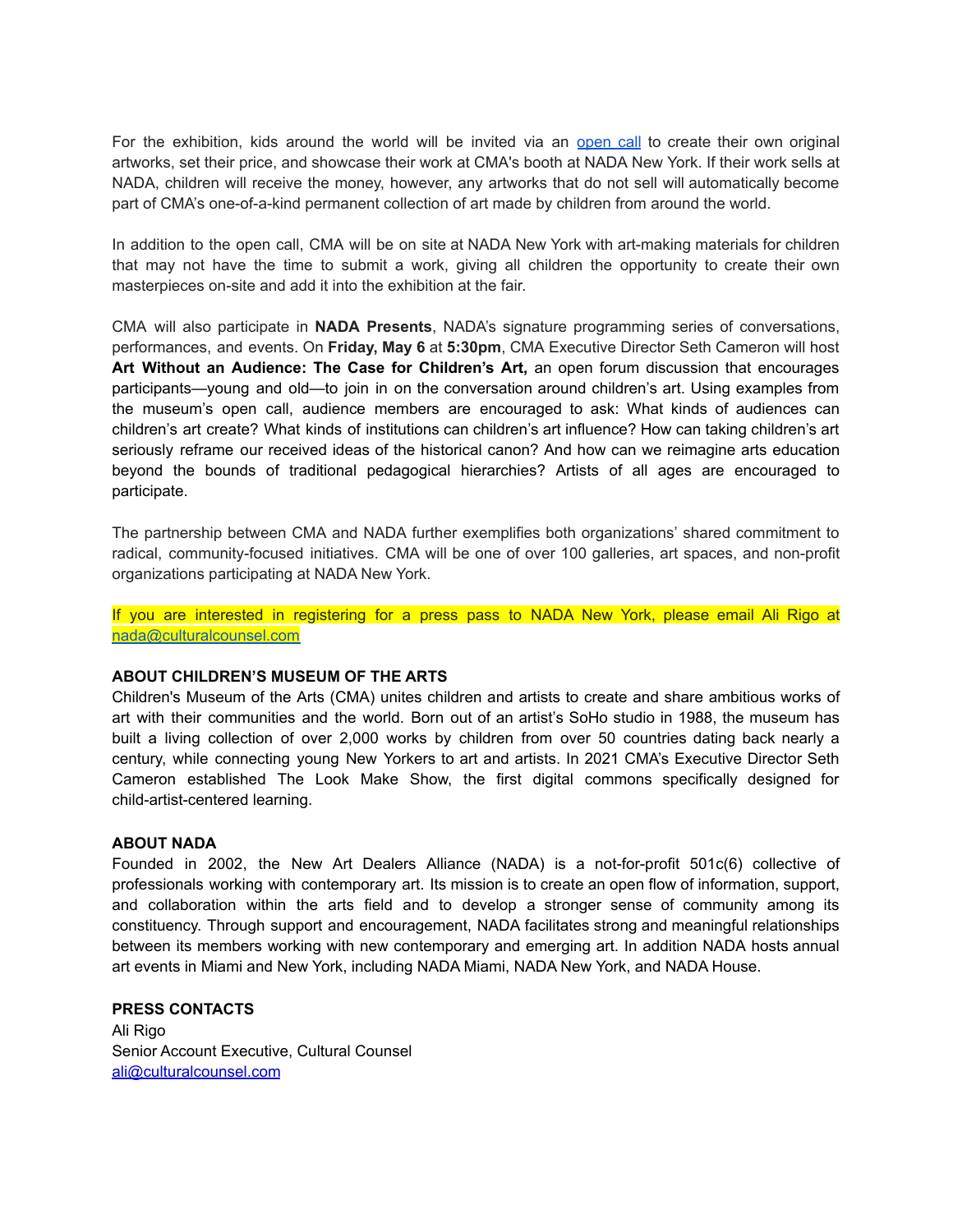For the exhibition, kids around the world will be invited via an open call to create their own original artworks, set their price, and showcase their work at CMA's booth at NADA New York. If their work sells at NADA, children will receive the money, however, any artworks that do not sell will automatically become part of CMA's one-of-a-kind permanent collection of art made by children from around the world.

In addition to the open call, CMA will be on site at NADA New York with art-making materials for children that may not have the time to submit a work, giving all children the opportunity to create their own masterpieces on-site and add it into the exhibition at the fair.

CMA will also participate in **NADA Presents**, NADA's signature programming series of conversations, performances, and events. On **Friday, May 6** at **5:30pm**, CMA Executive Director Seth Cameron will host **Art Without an Audience: The Case for Children's Art,** an open forum discussion that encourages participants—young and old—to join in on the conversation around children's art. Using examples from the museum's open call, audience members are encouraged to ask: What kinds of audiences can children's art create? What kinds of institutions can children's art influence? How can taking children's art seriously reframe our received ideas of the historical canon? And how can we reimagine arts education beyond the bounds of traditional pedagogical hierarchies? Artists of all ages are encouraged to participate.

The partnership between CMA and NADA further exemplifies both organizations' shared commitment to radical, community-focused initiatives. CMA will be one of over 100 galleries, art spaces, and non-profit organizations participating at NADA New York.

If you are interested in registering for a press pass to NADA New York, please email Ali Rigo at nada@culturalcounsel.com

**ABOUT CHILDREN'S MUSEUM OF THE ARTS**
Children's Museum of the Arts (CMA) unites children and artists to create and share ambitious works of art with their communities and the world. Born out of an artist's SoHo studio in 1988, the museum has built a living collection of over 2,000 works by children from over 50 countries dating back nearly a century, while connecting young New Yorkers to art and artists. In 2021 CMA's Executive Director Seth Cameron established The Look Make Show, the first digital commons specifically designed for child-artist-centered learning.

**ABOUT NADA**
Founded in 2002, the New Art Dealers Alliance (NADA) is a not-for-profit 501c(6) collective of professionals working with contemporary art. Its mission is to create an open flow of information, support, and collaboration within the arts field and to develop a stronger sense of community among its constituency. Through support and encouragement, NADA facilitates strong and meaningful relationships between its members working with new contemporary and emerging art. In addition NADA hosts annual art events in Miami and New York, including NADA Miami, NADA New York, and NADA House.

**PRESS CONTACTS**
Ali Rigo
Senior Account Executive, Cultural Counsel
ali@culturalcounsel.com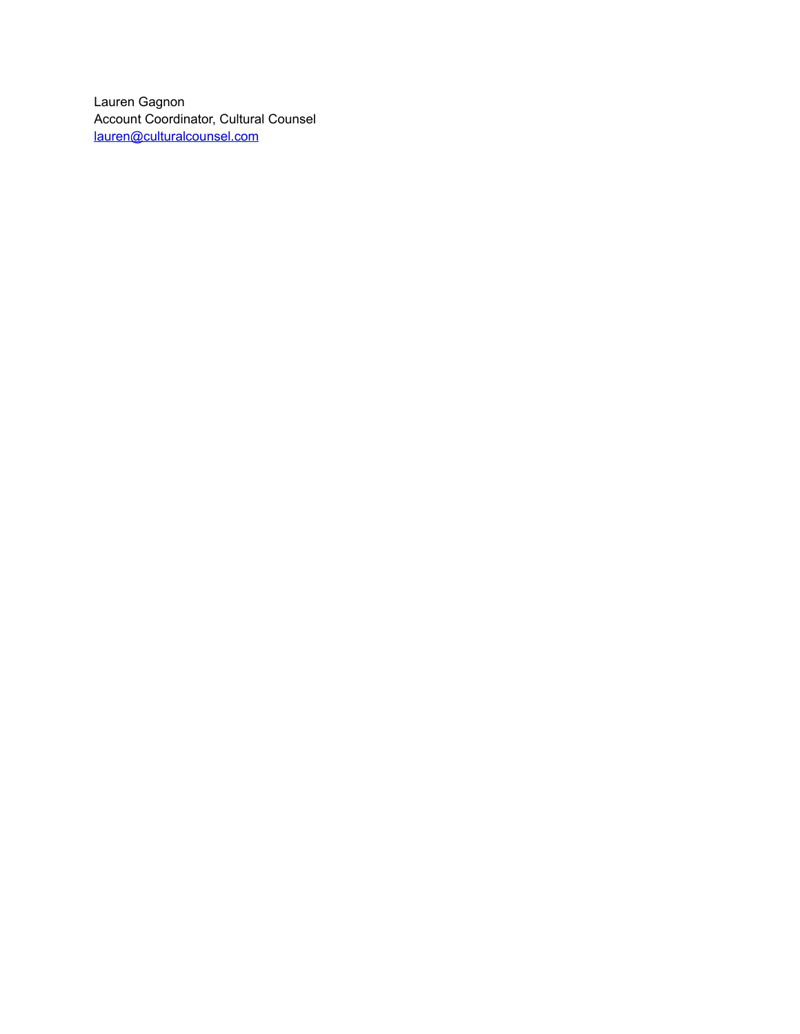Lauren Gagnon
Account Coordinator, Cultural Counsel
[lauren@culturalcounsel.com](mailto:lauren@culturalcounsel.com)